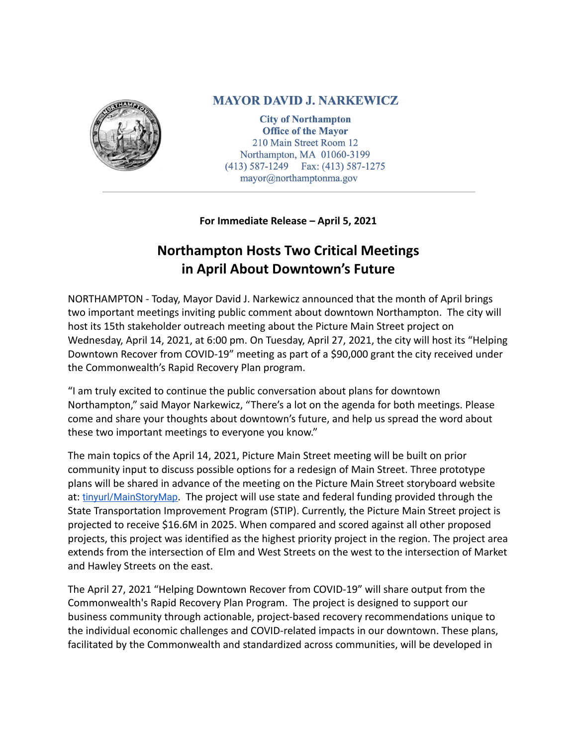**MAYOR DAVID J. NARKEWICZ**

**City of Northampton**
**Office of the Mayor**
210 Main Street Room 12
Northampton, MA 01060-3199
(413) 587-1249 Fax: (413) 587-1275
mayor@northamptonma.gov

---

**For Immediate Release – April 5, 2021**

# Northampton Hosts Two Critical Meetings in April About Downtown's Future

NORTHAMPTON - Today, Mayor David J. Narkewicz announced that the month of April brings two important meetings inviting public comment about downtown Northampton. The city will host its 15th stakeholder outreach meeting about the Picture Main Street project on Wednesday, April 14, 2021, at 6:00 pm. On Tuesday, April 27, 2021, the city will host its "Helping Downtown Recover from COVID-19" meeting as part of a $90,000 grant the city received under the Commonwealth's Rapid Recovery Plan program.

"I am truly excited to continue the public conversation about plans for downtown Northampton," said Mayor Narkewicz, "There's a lot on the agenda for both meetings. Please come and share your thoughts about downtown's future, and help us spread the word about these two important meetings to everyone you know."

The main topics of the April 14, 2021, Picture Main Street meeting will be built on prior community input to discuss possible options for a redesign of Main Street. Three prototype plans will be shared in advance of the meeting on the Picture Main Street storyboard website at: tinyurl/MainStoryMap. The project will use state and federal funding provided through the State Transportation Improvement Program (STIP). Currently, the Picture Main Street project is projected to receive $16.6M in 2025. When compared and scored against all other proposed projects, this project was identified as the highest priority project in the region. The project area extends from the intersection of Elm and West Streets on the west to the intersection of Market and Hawley Streets on the east.

The April 27, 2021 "Helping Downtown Recover from COVID-19" will share output from the Commonwealth's Rapid Recovery Plan Program. The project is designed to support our business community through actionable, project-based recovery recommendations unique to the individual economic challenges and COVID-related impacts in our downtown. These plans, facilitated by the Commonwealth and standardized across communities, will be developed in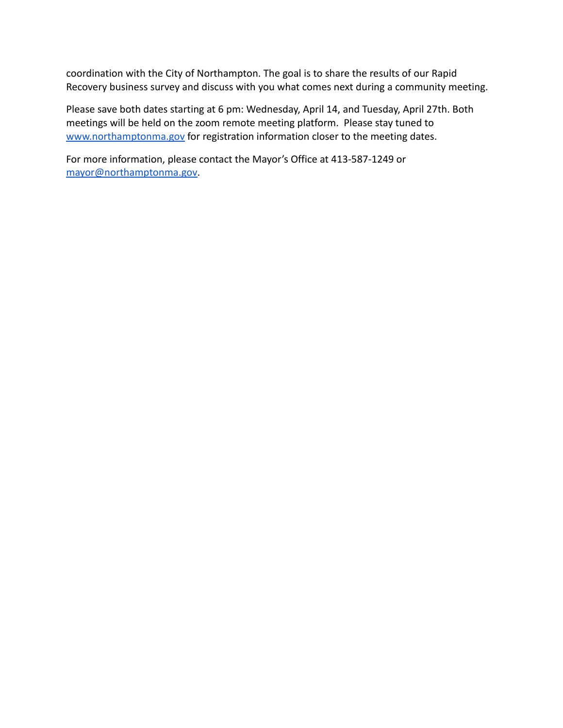coordination with the City of Northampton. The goal is to share the results of our Rapid Recovery business survey and discuss with you what comes next during a community meeting.

Please save both dates starting at 6 pm: Wednesday, April 14, and Tuesday, April 27th. Both meetings will be held on the zoom remote meeting platform. Please stay tuned to [www.northamptonma.gov](http://www.northamptonma.gov) for registration information closer to the meeting dates.

For more information, please contact the Mayor's Office at 413-587-1249 or [mayor@northamptonma.gov](mailto:mayor@northamptonma.gov).